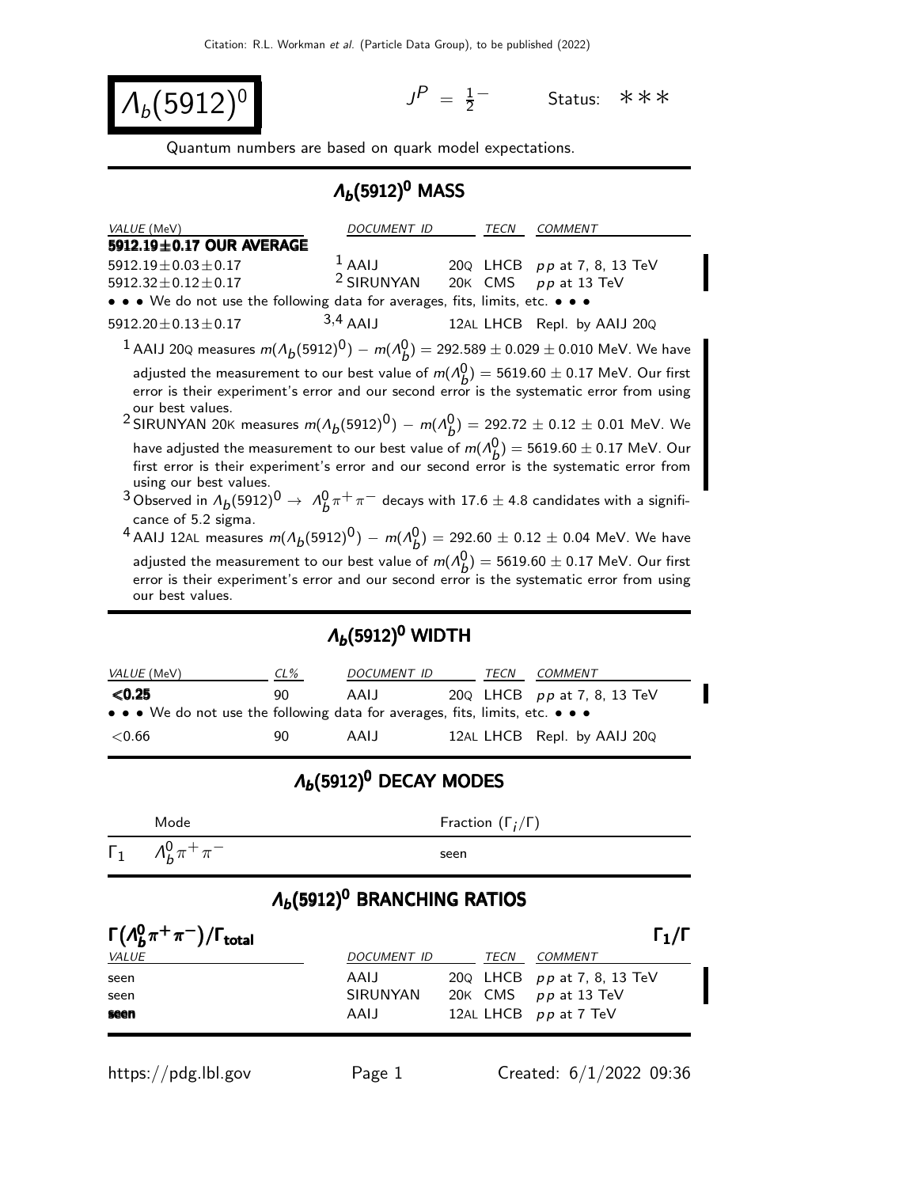Citation: R.L. Workman *et al.* (Particle Data Group), to be published (2022)

# $\Lambda_b(5912)^0$

$J^P = \frac{1}{2}^-$ Status: ∗∗∗

Quantum numbers are based on quark model expectations.

## $\Lambda_b(5912)^0$ MASS

| *VALUE* (MeV) | *DOCUMENT ID* | *TECN* | *COMMENT* |
|---|---|---|---|
| **5912.19±0.17 OUR AVERAGE** | | | |
| 5912.19±0.03±0.17 | [1] AAIJ 20Q | LHCB | $pp$ at 7, 8, 13 TeV |
| 5912.32±0.12±0.17 | [2] SIRUNYAN 20K | CMS | $pp$ at 13 TeV |
| • • • We do not use the following data for averages, fits, limits, etc. • • • | | | |
| 5912.20±0.13±0.17 | [3,4] AAIJ 12AL | LHCB | Repl. by AAIJ 20Q |

[1] AAIJ 20Q measures $m(\Lambda_b(5912)^0) - m(\Lambda_b^0) = 292.589 \pm 0.029 \pm 0.010$ MeV. We have adjusted the measurement to our best value of $m(\Lambda_b^0) = 5619.60 \pm 0.17$ MeV. Our first error is their experiment's error and our second error is the systematic error from using our best values.

[2] SIRUNYAN 20K measures $m(\Lambda_b(5912)^0) - m(\Lambda_b^0) = 292.72 \pm 0.12 \pm 0.01$ MeV. We have adjusted the measurement to our best value of $m(\Lambda_b^0) = 5619.60 \pm 0.17$ MeV. Our first error is their experiment's error and our second error is the systematic error from using our best values.

[3] Observed in $\Lambda_b(5912)^0 \rightarrow \Lambda_b^0 \pi^+ \pi^-$ decays with $17.6 \pm 4.8$ candidates with a significance of 5.2 sigma.

[4] AAIJ 12AL measures $m(\Lambda_b(5912)^0) - m(\Lambda_b^0) = 292.60 \pm 0.12 \pm 0.04$ MeV. We have adjusted the measurement to our best value of $m(\Lambda_b^0) = 5619.60 \pm 0.17$ MeV. Our first error is their experiment's error and our second error is the systematic error from using our best values.

## $\Lambda_b(5912)^0$ WIDTH

| *VALUE* (MeV) | *CL%* | *DOCUMENT ID* | *TECN* | *COMMENT* |
|---|---|---|---|---|
| **<0.25** | 90 | AAIJ 20Q | LHCB | $pp$ at 7, 8, 13 TeV |
| • • • We do not use the following data for averages, fits, limits, etc. • • • | | | | |
| <0.66 | 90 | AAIJ 12AL | LHCB | Repl. by AAIJ 20Q |

## $\Lambda_b(5912)^0$ DECAY MODES

| | Mode | Fraction ($\Gamma_i/\Gamma$) |
|---|---|---|
| $\Gamma_1$ | $\Lambda_b^0 \pi^+ \pi^-$ | seen |

## $\Lambda_b(5912)^0$ BRANCHING RATIOS

### $\Gamma(\Lambda_b^0 \pi^+ \pi^-)/\Gamma_{\text{total}}$ $\Gamma_1/\Gamma$

| *VALUE* | *DOCUMENT ID* | *TECN* | *COMMENT* |
|---|---|---|---|
| seen | AAIJ 20Q | LHCB | $pp$ at 7, 8, 13 TeV |
| seen | SIRUNYAN 20K | CMS | $pp$ at 13 TeV |
| **seen** | AAIJ 12AL | LHCB | $pp$ at 7 TeV |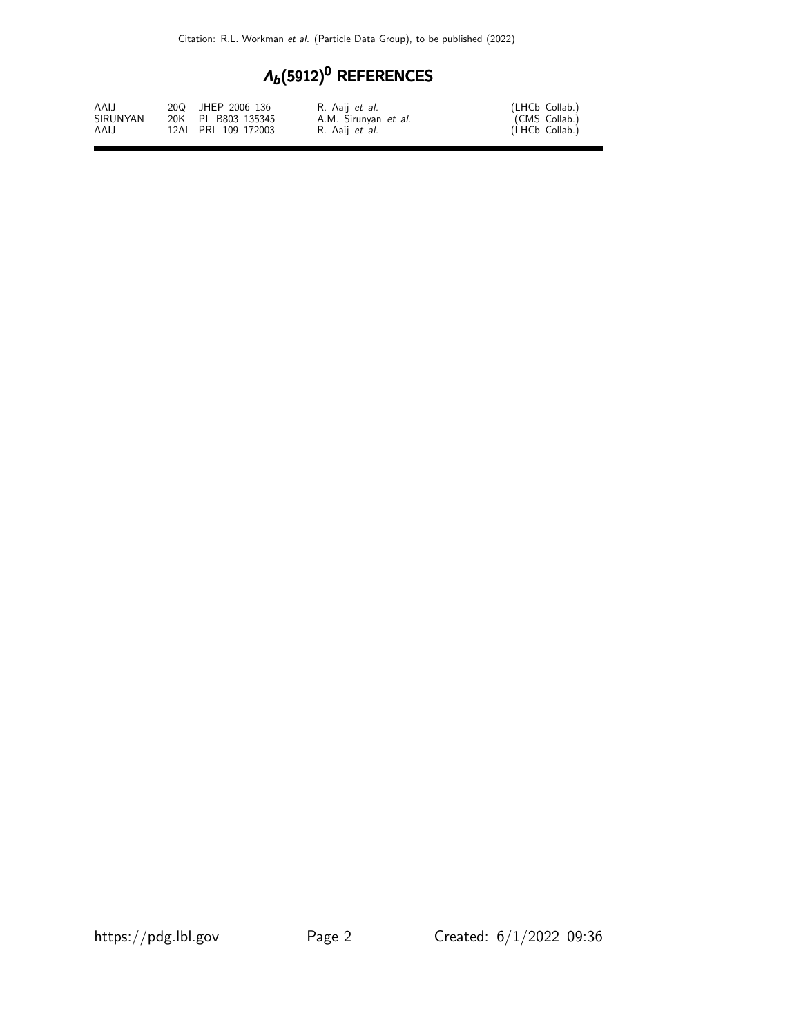# $\Lambda_b(5912)^0$ REFERENCES

| | | | | |
|---|---|---|---|---|
| AAIJ | 20Q | JHEP 2006 136 | R. Aaij *et al.* | (LHCb Collab.) |
| SIRUNYAN | 20K | PL B803 135345 | A.M. Sirunyan *et al.* | (CMS Collab.) |
| AAIJ | 12AL | PRL 109 172003 | R. Aaij *et al.* | (LHCb Collab.) |